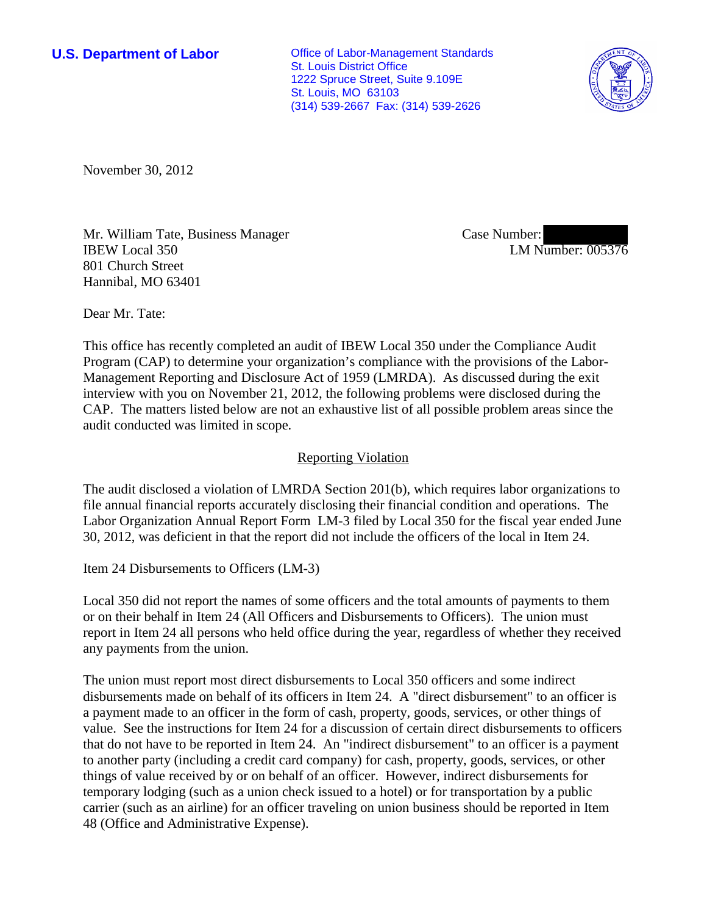**U.S. Department of Labor**

Office of Labor-Management Standards
St. Louis District Office
1222 Spruce Street, Suite 9.109E
St. Louis, MO 63103
(314) 539-2667 Fax: (314) 539-2626

November 30, 2012

Mr. William Tate, Business Manager
IBEW Local 350
801 Church Street
Hannibal, MO 63401

Case Number:
LM Number: 005376

Dear Mr. Tate:

This office has recently completed an audit of IBEW Local 350 under the Compliance Audit Program (CAP) to determine your organization's compliance with the provisions of the Labor-Management Reporting and Disclosure Act of 1959 (LMRDA). As discussed during the exit interview with you on November 21, 2012, the following problems were disclosed during the CAP. The matters listed below are not an exhaustive list of all possible problem areas since the audit conducted was limited in scope.

## Reporting Violation

The audit disclosed a violation of LMRDA Section 201(b), which requires labor organizations to file annual financial reports accurately disclosing their financial condition and operations. The Labor Organization Annual Report Form LM-3 filed by Local 350 for the fiscal year ended June 30, 2012, was deficient in that the report did not include the officers of the local in Item 24.

Item 24 Disbursements to Officers (LM-3)

Local 350 did not report the names of some officers and the total amounts of payments to them or on their behalf in Item 24 (All Officers and Disbursements to Officers). The union must report in Item 24 all persons who held office during the year, regardless of whether they received any payments from the union.

The union must report most direct disbursements to Local 350 officers and some indirect disbursements made on behalf of its officers in Item 24. A "direct disbursement" to an officer is a payment made to an officer in the form of cash, property, goods, services, or other things of value. See the instructions for Item 24 for a discussion of certain direct disbursements to officers that do not have to be reported in Item 24. An "indirect disbursement" to an officer is a payment to another party (including a credit card company) for cash, property, goods, services, or other things of value received by or on behalf of an officer. However, indirect disbursements for temporary lodging (such as a union check issued to a hotel) or for transportation by a public carrier (such as an airline) for an officer traveling on union business should be reported in Item 48 (Office and Administrative Expense).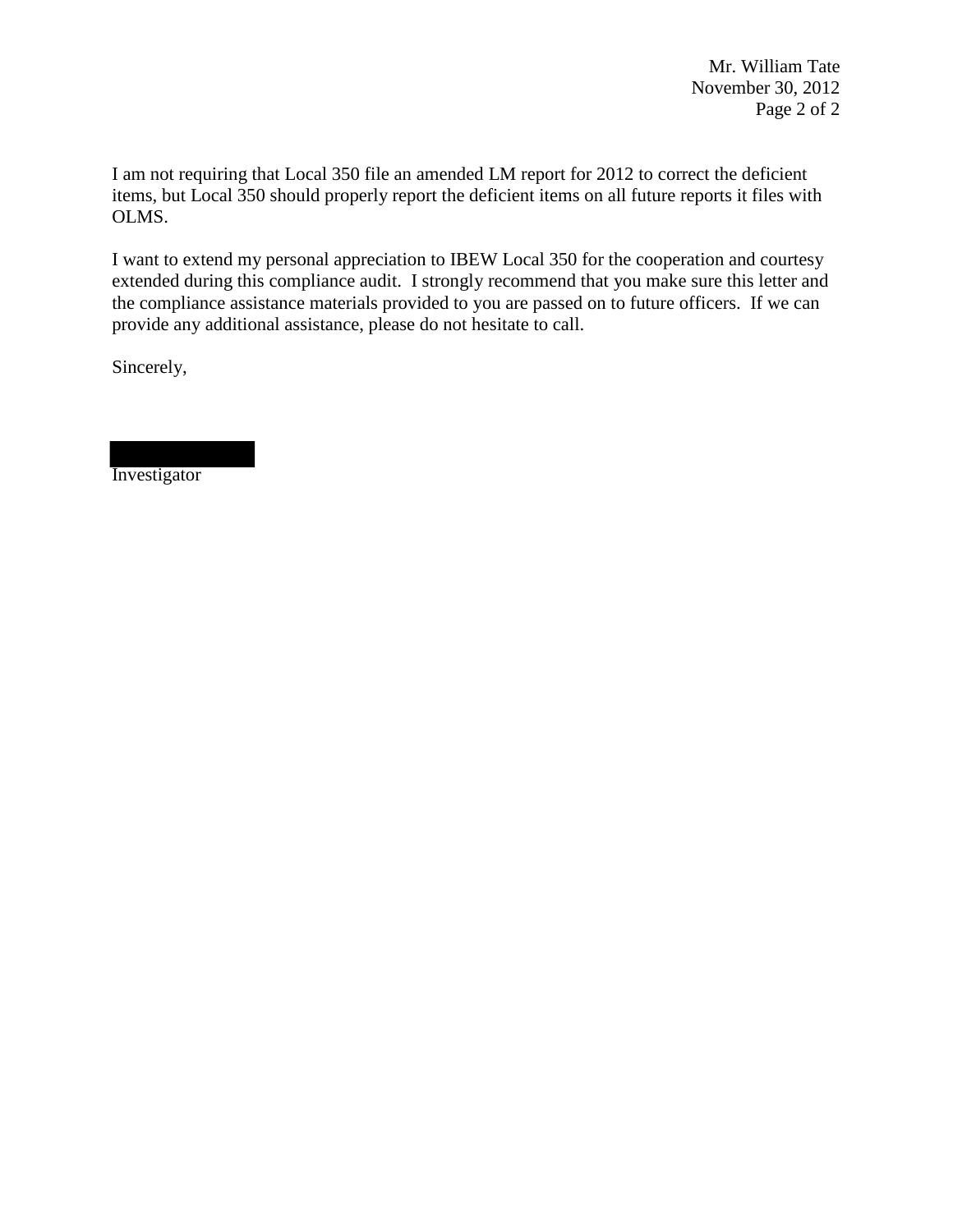I am not requiring that Local 350 file an amended LM report for 2012 to correct the deficient items, but Local 350 should properly report the deficient items on all future reports it files with OLMS.

I want to extend my personal appreciation to IBEW Local 350 for the cooperation and courtesy extended during this compliance audit. I strongly recommend that you make sure this letter and the compliance assistance materials provided to you are passed on to future officers. If we can provide any additional assistance, please do not hesitate to call.

Sincerely,

Investigator